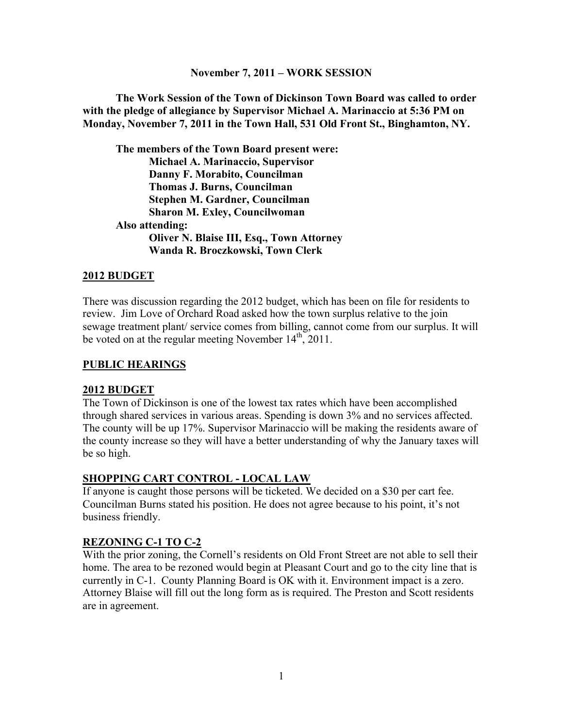**November 7, 2011 – WORK SESSION**

**The Work Session of the Town of Dickinson Town Board was called to order with the pledge of allegiance by Supervisor Michael A. Marinaccio at 5:36 PM on Monday, November 7, 2011 in the Town Hall, 531 Old Front St., Binghamton, NY.**

**The members of the Town Board present were:**
**Michael A. Marinaccio, Supervisor**
**Danny F. Morabito, Councilman**
**Thomas J. Burns, Councilman**
**Stephen M. Gardner, Councilman**
**Sharon M. Exley, Councilwoman**
**Also attending:**
**Oliver N. Blaise III, Esq., Town Attorney**
**Wanda R. Broczkowski, Town Clerk**

## 2012 BUDGET

There was discussion regarding the 2012 budget, which has been on file for residents to review. Jim Love of Orchard Road asked how the town surplus relative to the join sewage treatment plant/ service comes from billing, cannot come from our surplus. It will be voted on at the regular meeting November 14th, 2011.

## PUBLIC HEARINGS

### 2012 BUDGET

The Town of Dickinson is one of the lowest tax rates which have been accomplished through shared services in various areas. Spending is down 3% and no services affected. The county will be up 17%. Supervisor Marinaccio will be making the residents aware of the county increase so they will have a better understanding of why the January taxes will be so high.

### SHOPPING CART CONTROL - LOCAL LAW

If anyone is caught those persons will be ticketed. We decided on a $30 per cart fee. Councilman Burns stated his position. He does not agree because to his point, it's not business friendly.

### REZONING C-1 TO C-2

With the prior zoning, the Cornell's residents on Old Front Street are not able to sell their home. The area to be rezoned would begin at Pleasant Court and go to the city line that is currently in C-1. County Planning Board is OK with it. Environment impact is a zero. Attorney Blaise will fill out the long form as is required. The Preston and Scott residents are in agreement.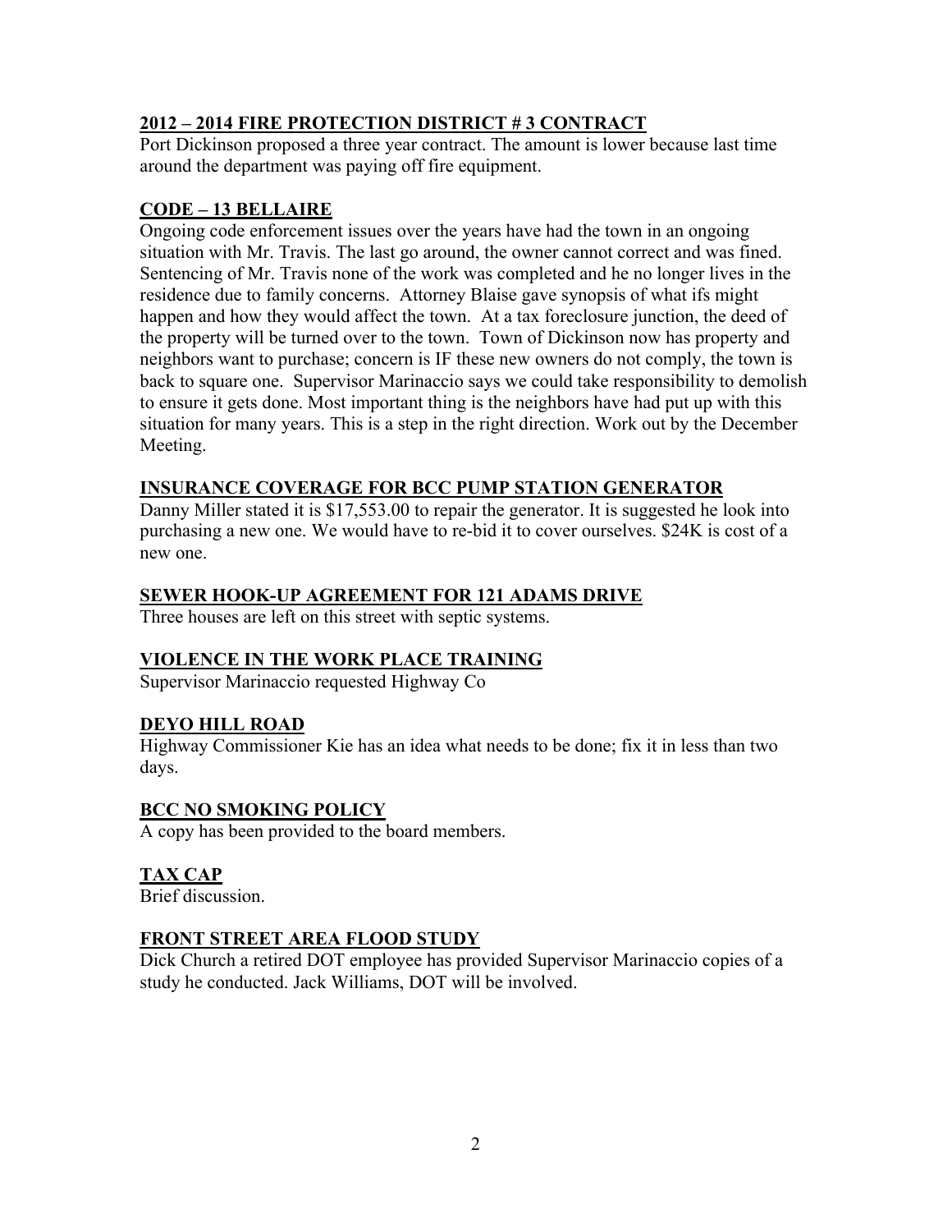## 2012 – 2014 FIRE PROTECTION DISTRICT # 3 CONTRACT

Port Dickinson proposed a three year contract. The amount is lower because last time around the department was paying off fire equipment.

## CODE – 13 BELLAIRE

Ongoing code enforcement issues over the years have had the town in an ongoing situation with Mr. Travis. The last go around, the owner cannot correct and was fined. Sentencing of Mr. Travis none of the work was completed and he no longer lives in the residence due to family concerns. Attorney Blaise gave synopsis of what ifs might happen and how they would affect the town. At a tax foreclosure junction, the deed of the property will be turned over to the town. Town of Dickinson now has property and neighbors want to purchase; concern is IF these new owners do not comply, the town is back to square one. Supervisor Marinaccio says we could take responsibility to demolish to ensure it gets done. Most important thing is the neighbors have had put up with this situation for many years. This is a step in the right direction. Work out by the December Meeting.

## INSURANCE COVERAGE FOR BCC PUMP STATION GENERATOR

Danny Miller stated it is $17,553.00 to repair the generator. It is suggested he look into purchasing a new one. We would have to re-bid it to cover ourselves. $24K is cost of a new one.

## SEWER HOOK-UP AGREEMENT FOR 121 ADAMS DRIVE

Three houses are left on this street with septic systems.

## VIOLENCE IN THE WORK PLACE TRAINING

Supervisor Marinaccio requested Highway Co

## DEYO HILL ROAD

Highway Commissioner Kie has an idea what needs to be done; fix it in less than two days.

## BCC NO SMOKING POLICY

A copy has been provided to the board members.

## TAX CAP

Brief discussion.

## FRONT STREET AREA FLOOD STUDY

Dick Church a retired DOT employee has provided Supervisor Marinaccio copies of a study he conducted. Jack Williams, DOT will be involved.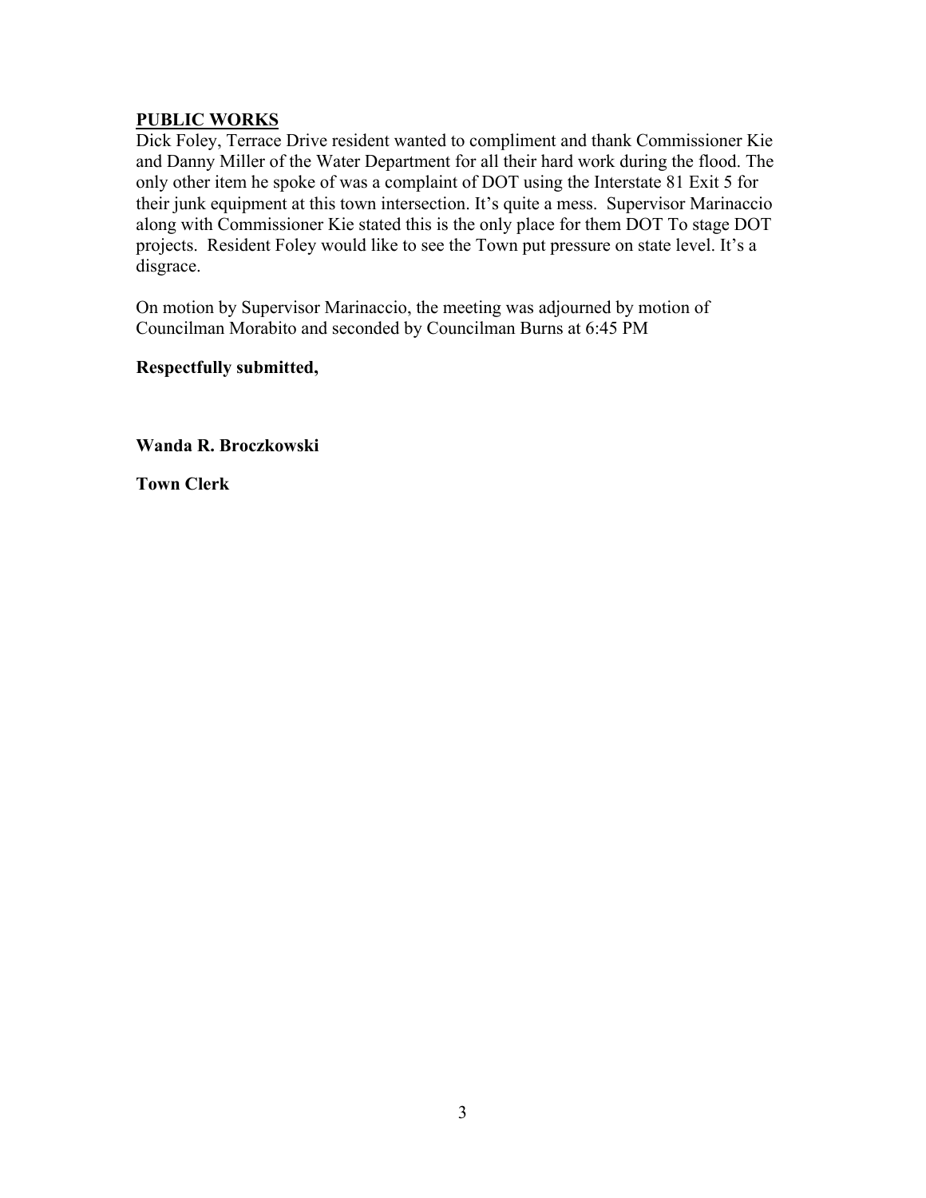**PUBLIC WORKS**

Dick Foley, Terrace Drive resident wanted to compliment and thank Commissioner Kie and Danny Miller of the Water Department for all their hard work during the flood. The only other item he spoke of was a complaint of DOT using the Interstate 81 Exit 5 for their junk equipment at this town intersection. It's quite a mess. Supervisor Marinaccio along with Commissioner Kie stated this is the only place for them DOT To stage DOT projects. Resident Foley would like to see the Town put pressure on state level. It's a disgrace.

On motion by Supervisor Marinaccio, the meeting was adjourned by motion of Councilman Morabito and seconded by Councilman Burns at 6:45 PM

**Respectfully submitted,**

**Wanda R. Broczkowski**

**Town Clerk**